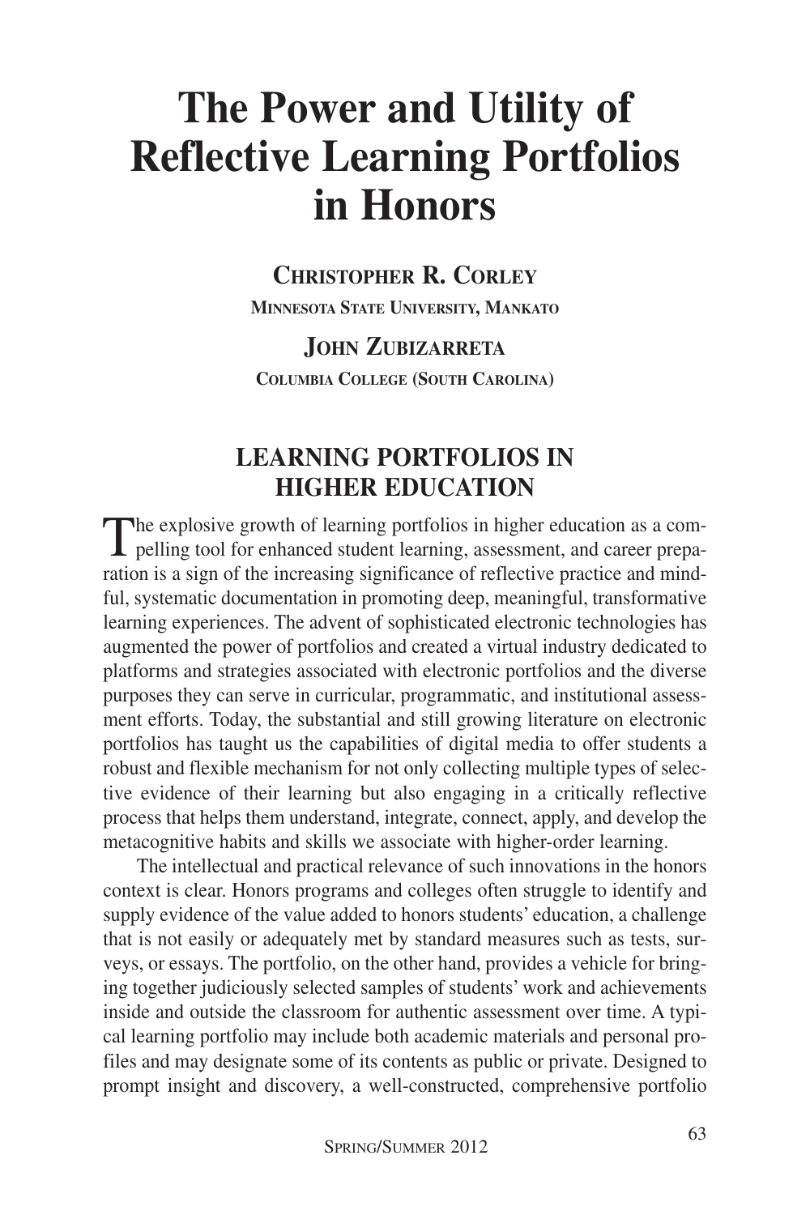# The Power and Utility of Reflective Learning Portfolios in Honors

**Christopher R. Corley**
Minnesota State University, Mankato

**John Zubizarreta**
Columbia College (South Carolina)

## LEARNING PORTFOLIOS IN HIGHER EDUCATION

The explosive growth of learning portfolios in higher education as a compelling tool for enhanced student learning, assessment, and career preparation is a sign of the increasing significance of reflective practice and mindful, systematic documentation in promoting deep, meaningful, transformative learning experiences. The advent of sophisticated electronic technologies has augmented the power of portfolios and created a virtual industry dedicated to platforms and strategies associated with electronic portfolios and the diverse purposes they can serve in curricular, programmatic, and institutional assessment efforts. Today, the substantial and still growing literature on electronic portfolios has taught us the capabilities of digital media to offer students a robust and flexible mechanism for not only collecting multiple types of selective evidence of their learning but also engaging in a critically reflective process that helps them understand, integrate, connect, apply, and develop the metacognitive habits and skills we associate with higher-order learning.

The intellectual and practical relevance of such innovations in the honors context is clear. Honors programs and colleges often struggle to identify and supply evidence of the value added to honors students' education, a challenge that is not easily or adequately met by standard measures such as tests, surveys, or essays. The portfolio, on the other hand, provides a vehicle for bringing together judiciously selected samples of students' work and achievements inside and outside the classroom for authentic assessment over time. A typical learning portfolio may include both academic materials and personal profiles and may designate some of its contents as public or private. Designed to prompt insight and discovery, a well-constructed, comprehensive portfolio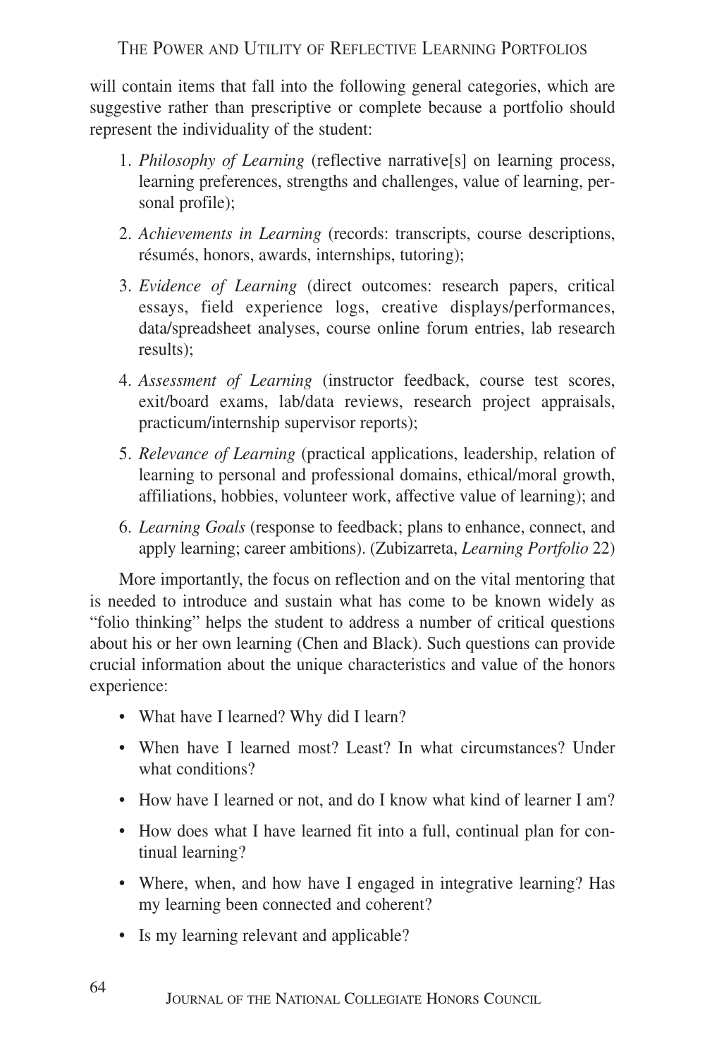will contain items that fall into the following general categories, which are suggestive rather than prescriptive or complete because a portfolio should represent the individuality of the student:

1. *Philosophy of Learning* (reflective narrative[s] on learning process, learning preferences, strengths and challenges, value of learning, personal profile);
2. *Achievements in Learning* (records: transcripts, course descriptions, résumés, honors, awards, internships, tutoring);
3. *Evidence of Learning* (direct outcomes: research papers, critical essays, field experience logs, creative displays/performances, data/spreadsheet analyses, course online forum entries, lab research results);
4. *Assessment of Learning* (instructor feedback, course test scores, exit/board exams, lab/data reviews, research project appraisals, practicum/internship supervisor reports);
5. *Relevance of Learning* (practical applications, leadership, relation of learning to personal and professional domains, ethical/moral growth, affiliations, hobbies, volunteer work, affective value of learning); and
6. *Learning Goals* (response to feedback; plans to enhance, connect, and apply learning; career ambitions). (Zubizarreta, *Learning Portfolio* 22)

More importantly, the focus on reflection and on the vital mentoring that is needed to introduce and sustain what has come to be known widely as "folio thinking" helps the student to address a number of critical questions about his or her own learning (Chen and Black). Such questions can provide crucial information about the unique characteristics and value of the honors experience:

- What have I learned? Why did I learn?
- When have I learned most? Least? In what circumstances? Under what conditions?
- How have I learned or not, and do I know what kind of learner I am?
- How does what I have learned fit into a full, continual plan for continual learning?
- Where, when, and how have I engaged in integrative learning? Has my learning been connected and coherent?
- Is my learning relevant and applicable?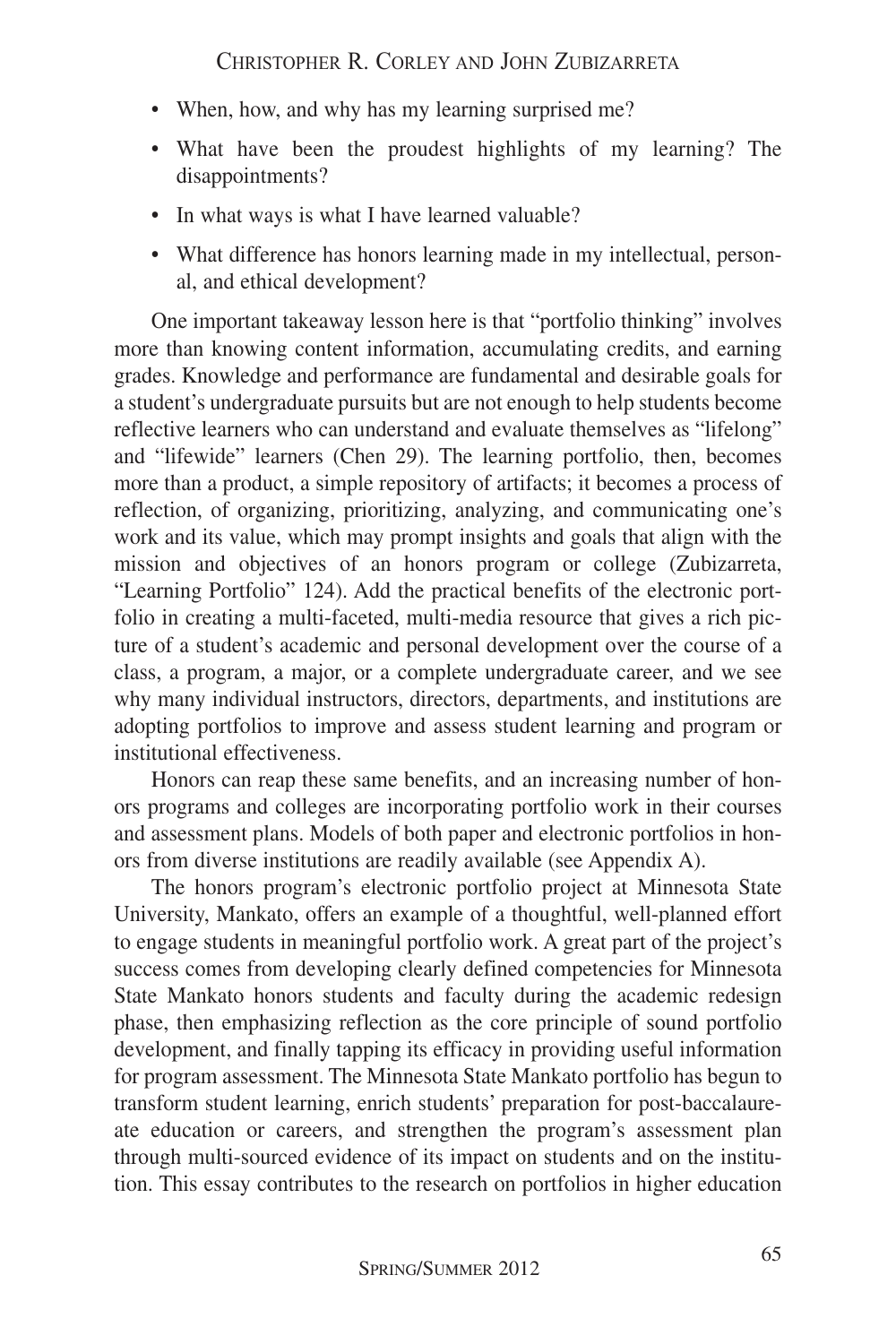- When, how, and why has my learning surprised me?
- What have been the proudest highlights of my learning? The disappointments?
- In what ways is what I have learned valuable?
- What difference has honors learning made in my intellectual, personal, and ethical development?

One important takeaway lesson here is that "portfolio thinking" involves more than knowing content information, accumulating credits, and earning grades. Knowledge and performance are fundamental and desirable goals for a student's undergraduate pursuits but are not enough to help students become reflective learners who can understand and evaluate themselves as "lifelong" and "lifewide" learners (Chen 29). The learning portfolio, then, becomes more than a product, a simple repository of artifacts; it becomes a process of reflection, of organizing, prioritizing, analyzing, and communicating one's work and its value, which may prompt insights and goals that align with the mission and objectives of an honors program or college (Zubizarreta, "Learning Portfolio" 124). Add the practical benefits of the electronic portfolio in creating a multi-faceted, multi-media resource that gives a rich picture of a student's academic and personal development over the course of a class, a program, a major, or a complete undergraduate career, and we see why many individual instructors, directors, departments, and institutions are adopting portfolios to improve and assess student learning and program or institutional effectiveness.

Honors can reap these same benefits, and an increasing number of honors programs and colleges are incorporating portfolio work in their courses and assessment plans. Models of both paper and electronic portfolios in honors from diverse institutions are readily available (see Appendix A).

The honors program's electronic portfolio project at Minnesota State University, Mankato, offers an example of a thoughtful, well-planned effort to engage students in meaningful portfolio work. A great part of the project's success comes from developing clearly defined competencies for Minnesota State Mankato honors students and faculty during the academic redesign phase, then emphasizing reflection as the core principle of sound portfolio development, and finally tapping its efficacy in providing useful information for program assessment. The Minnesota State Mankato portfolio has begun to transform student learning, enrich students' preparation for post-baccalaureate education or careers, and strengthen the program's assessment plan through multi-sourced evidence of its impact on students and on the institution. This essay contributes to the research on portfolios in higher education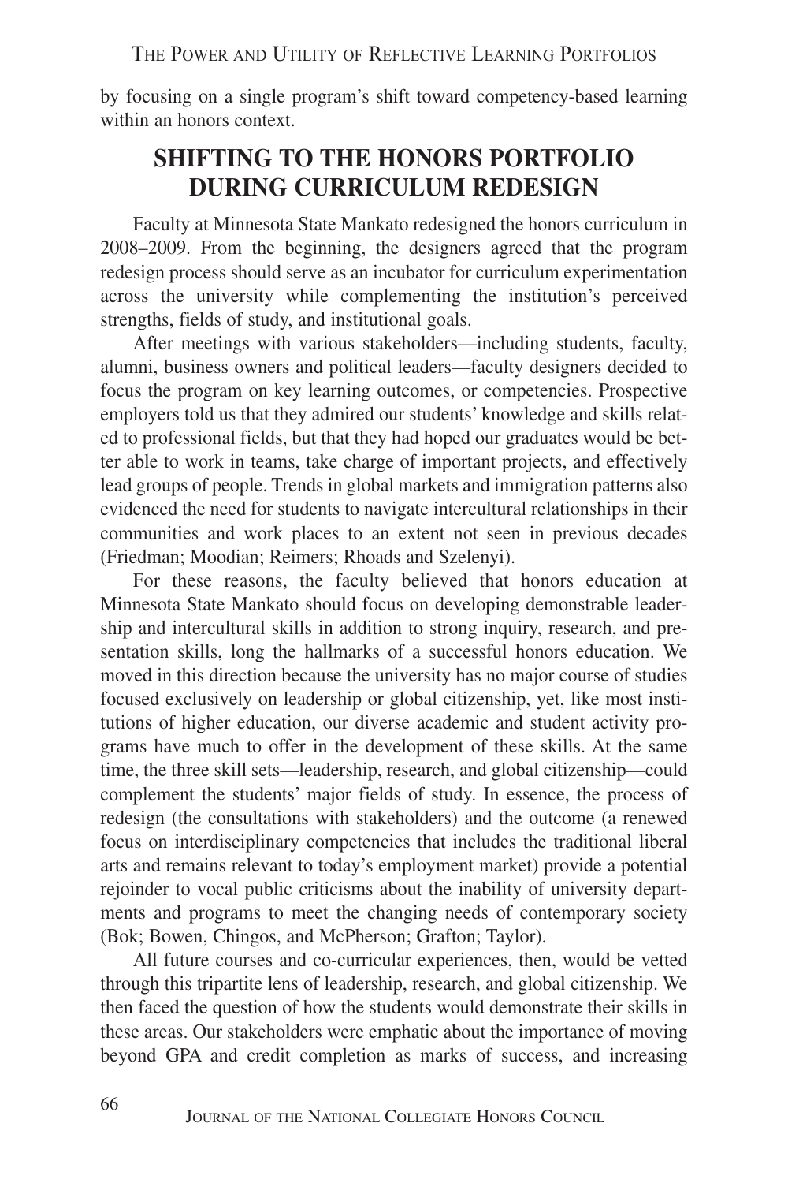by focusing on a single program's shift toward competency-based learning within an honors context.

## SHIFTING TO THE HONORS PORTFOLIO DURING CURRICULUM REDESIGN

Faculty at Minnesota State Mankato redesigned the honors curriculum in 2008–2009. From the beginning, the designers agreed that the program redesign process should serve as an incubator for curriculum experimentation across the university while complementing the institution's perceived strengths, fields of study, and institutional goals.

After meetings with various stakeholders—including students, faculty, alumni, business owners and political leaders—faculty designers decided to focus the program on key learning outcomes, or competencies. Prospective employers told us that they admired our students' knowledge and skills related to professional fields, but that they had hoped our graduates would be better able to work in teams, take charge of important projects, and effectively lead groups of people. Trends in global markets and immigration patterns also evidenced the need for students to navigate intercultural relationships in their communities and work places to an extent not seen in previous decades (Friedman; Moodian; Reimers; Rhoads and Szelenyi).

For these reasons, the faculty believed that honors education at Minnesota State Mankato should focus on developing demonstrable leadership and intercultural skills in addition to strong inquiry, research, and presentation skills, long the hallmarks of a successful honors education. We moved in this direction because the university has no major course of studies focused exclusively on leadership or global citizenship, yet, like most institutions of higher education, our diverse academic and student activity programs have much to offer in the development of these skills. At the same time, the three skill sets—leadership, research, and global citizenship—could complement the students' major fields of study. In essence, the process of redesign (the consultations with stakeholders) and the outcome (a renewed focus on interdisciplinary competencies that includes the traditional liberal arts and remains relevant to today's employment market) provide a potential rejoinder to vocal public criticisms about the inability of university departments and programs to meet the changing needs of contemporary society (Bok; Bowen, Chingos, and McPherson; Grafton; Taylor).

All future courses and co-curricular experiences, then, would be vetted through this tripartite lens of leadership, research, and global citizenship. We then faced the question of how the students would demonstrate their skills in these areas. Our stakeholders were emphatic about the importance of moving beyond GPA and credit completion as marks of success, and increasing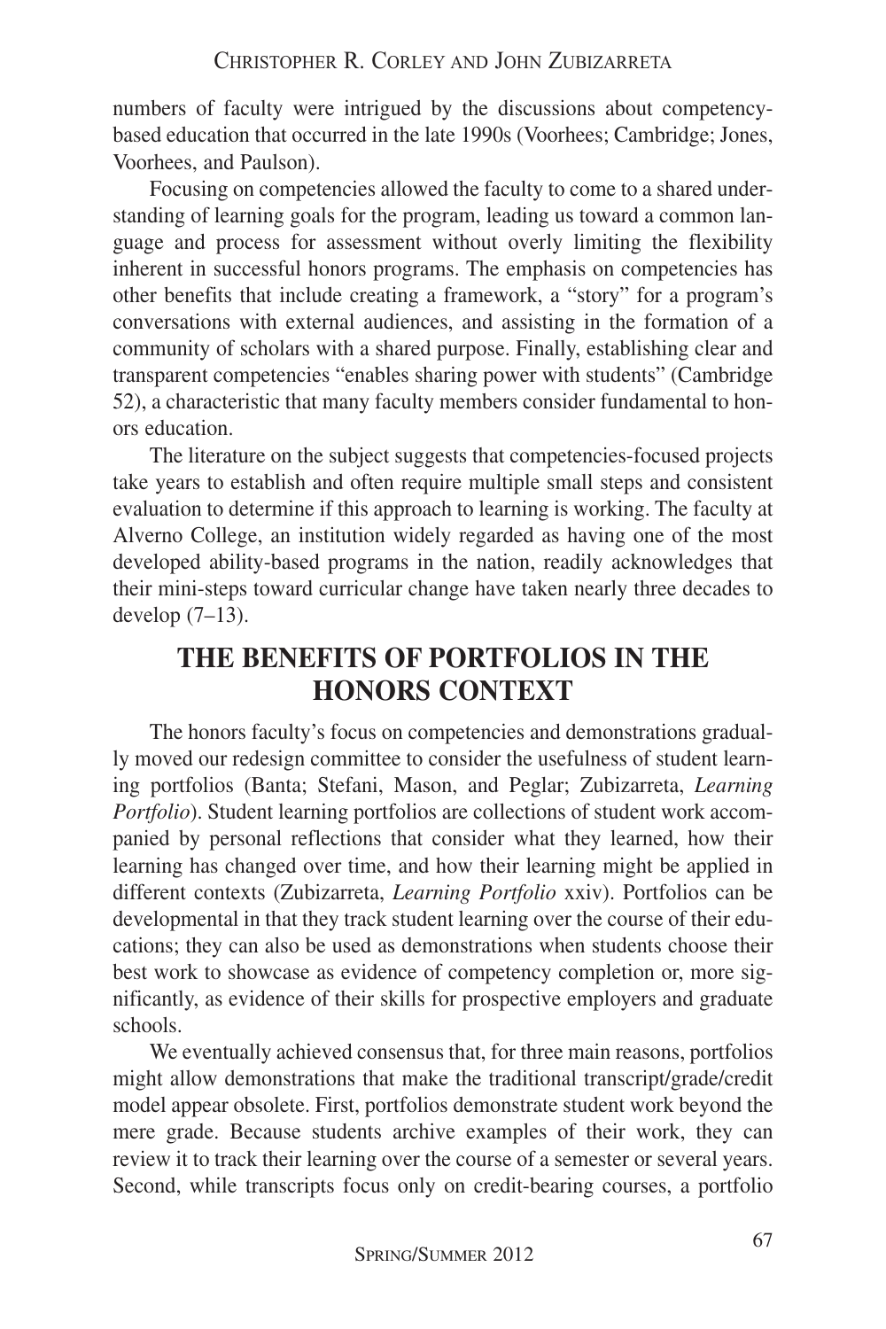numbers of faculty were intrigued by the discussions about competency-based education that occurred in the late 1990s (Voorhees; Cambridge; Jones, Voorhees, and Paulson).

Focusing on competencies allowed the faculty to come to a shared understanding of learning goals for the program, leading us toward a common language and process for assessment without overly limiting the flexibility inherent in successful honors programs. The emphasis on competencies has other benefits that include creating a framework, a "story" for a program's conversations with external audiences, and assisting in the formation of a community of scholars with a shared purpose. Finally, establishing clear and transparent competencies "enables sharing power with students" (Cambridge 52), a characteristic that many faculty members consider fundamental to honors education.

The literature on the subject suggests that competencies-focused projects take years to establish and often require multiple small steps and consistent evaluation to determine if this approach to learning is working. The faculty at Alverno College, an institution widely regarded as having one of the most developed ability-based programs in the nation, readily acknowledges that their mini-steps toward curricular change have taken nearly three decades to develop (7–13).

## THE BENEFITS OF PORTFOLIOS IN THE HONORS CONTEXT

The honors faculty's focus on competencies and demonstrations gradually moved our redesign committee to consider the usefulness of student learning portfolios (Banta; Stefani, Mason, and Peglar; Zubizarreta, *Learning Portfolio*). Student learning portfolios are collections of student work accompanied by personal reflections that consider what they learned, how their learning has changed over time, and how their learning might be applied in different contexts (Zubizarreta, *Learning Portfolio* xxiv). Portfolios can be developmental in that they track student learning over the course of their educations; they can also be used as demonstrations when students choose their best work to showcase as evidence of competency completion or, more significantly, as evidence of their skills for prospective employers and graduate schools.

We eventually achieved consensus that, for three main reasons, portfolios might allow demonstrations that make the traditional transcript/grade/credit model appear obsolete. First, portfolios demonstrate student work beyond the mere grade. Because students archive examples of their work, they can review it to track their learning over the course of a semester or several years. Second, while transcripts focus only on credit-bearing courses, a portfolio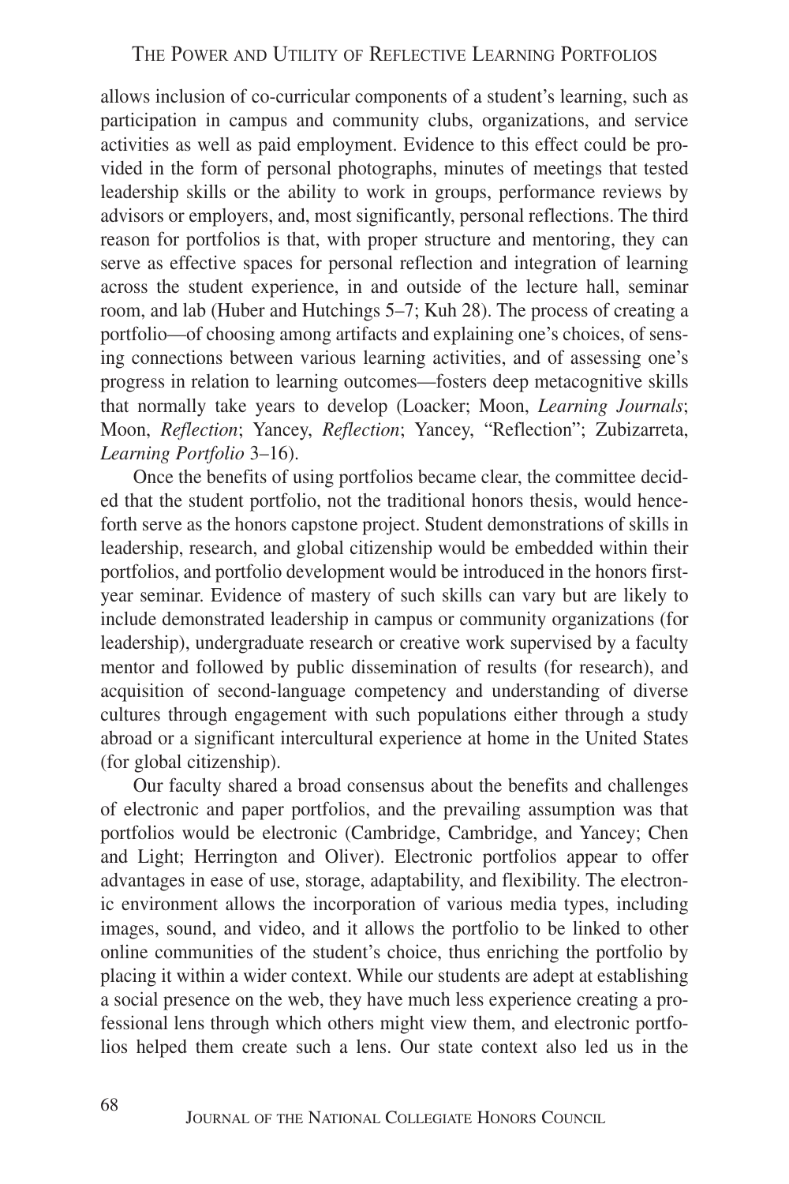allows inclusion of co-curricular components of a student's learning, such as participation in campus and community clubs, organizations, and service activities as well as paid employment. Evidence to this effect could be provided in the form of personal photographs, minutes of meetings that tested leadership skills or the ability to work in groups, performance reviews by advisors or employers, and, most significantly, personal reflections. The third reason for portfolios is that, with proper structure and mentoring, they can serve as effective spaces for personal reflection and integration of learning across the student experience, in and outside of the lecture hall, seminar room, and lab (Huber and Hutchings 5–7; Kuh 28). The process of creating a portfolio—of choosing among artifacts and explaining one's choices, of sensing connections between various learning activities, and of assessing one's progress in relation to learning outcomes—fosters deep metacognitive skills that normally take years to develop (Loacker; Moon, *Learning Journals*; Moon, *Reflection*; Yancey, *Reflection*; Yancey, "Reflection"; Zubizarreta, *Learning Portfolio* 3–16).

Once the benefits of using portfolios became clear, the committee decided that the student portfolio, not the traditional honors thesis, would henceforth serve as the honors capstone project. Student demonstrations of skills in leadership, research, and global citizenship would be embedded within their portfolios, and portfolio development would be introduced in the honors first-year seminar. Evidence of mastery of such skills can vary but are likely to include demonstrated leadership in campus or community organizations (for leadership), undergraduate research or creative work supervised by a faculty mentor and followed by public dissemination of results (for research), and acquisition of second-language competency and understanding of diverse cultures through engagement with such populations either through a study abroad or a significant intercultural experience at home in the United States (for global citizenship).

Our faculty shared a broad consensus about the benefits and challenges of electronic and paper portfolios, and the prevailing assumption was that portfolios would be electronic (Cambridge, Cambridge, and Yancey; Chen and Light; Herrington and Oliver). Electronic portfolios appear to offer advantages in ease of use, storage, adaptability, and flexibility. The electronic environment allows the incorporation of various media types, including images, sound, and video, and it allows the portfolio to be linked to other online communities of the student's choice, thus enriching the portfolio by placing it within a wider context. While our students are adept at establishing a social presence on the web, they have much less experience creating a professional lens through which others might view them, and electronic portfolios helped them create such a lens. Our state context also led us in the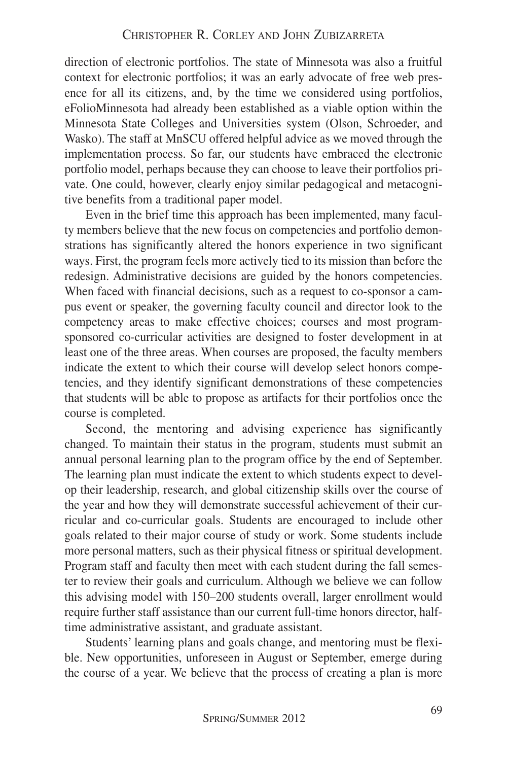direction of electronic portfolios. The state of Minnesota was also a fruitful context for electronic portfolios; it was an early advocate of free web presence for all its citizens, and, by the time we considered using portfolios, eFolioMinnesota had already been established as a viable option within the Minnesota State Colleges and Universities system (Olson, Schroeder, and Wasko). The staff at MnSCU offered helpful advice as we moved through the implementation process. So far, our students have embraced the electronic portfolio model, perhaps because they can choose to leave their portfolios private. One could, however, clearly enjoy similar pedagogical and metacognitive benefits from a traditional paper model.

Even in the brief time this approach has been implemented, many faculty members believe that the new focus on competencies and portfolio demonstrations has significantly altered the honors experience in two significant ways. First, the program feels more actively tied to its mission than before the redesign. Administrative decisions are guided by the honors competencies. When faced with financial decisions, such as a request to co-sponsor a campus event or speaker, the governing faculty council and director look to the competency areas to make effective choices; courses and most program-sponsored co-curricular activities are designed to foster development in at least one of the three areas. When courses are proposed, the faculty members indicate the extent to which their course will develop select honors competencies, and they identify significant demonstrations of these competencies that students will be able to propose as artifacts for their portfolios once the course is completed.

Second, the mentoring and advising experience has significantly changed. To maintain their status in the program, students must submit an annual personal learning plan to the program office by the end of September. The learning plan must indicate the extent to which students expect to develop their leadership, research, and global citizenship skills over the course of the year and how they will demonstrate successful achievement of their curricular and co-curricular goals. Students are encouraged to include other goals related to their major course of study or work. Some students include more personal matters, such as their physical fitness or spiritual development. Program staff and faculty then meet with each student during the fall semester to review their goals and curriculum. Although we believe we can follow this advising model with 150–200 students overall, larger enrollment would require further staff assistance than our current full-time honors director, half-time administrative assistant, and graduate assistant.

Students' learning plans and goals change, and mentoring must be flexible. New opportunities, unforeseen in August or September, emerge during the course of a year. We believe that the process of creating a plan is more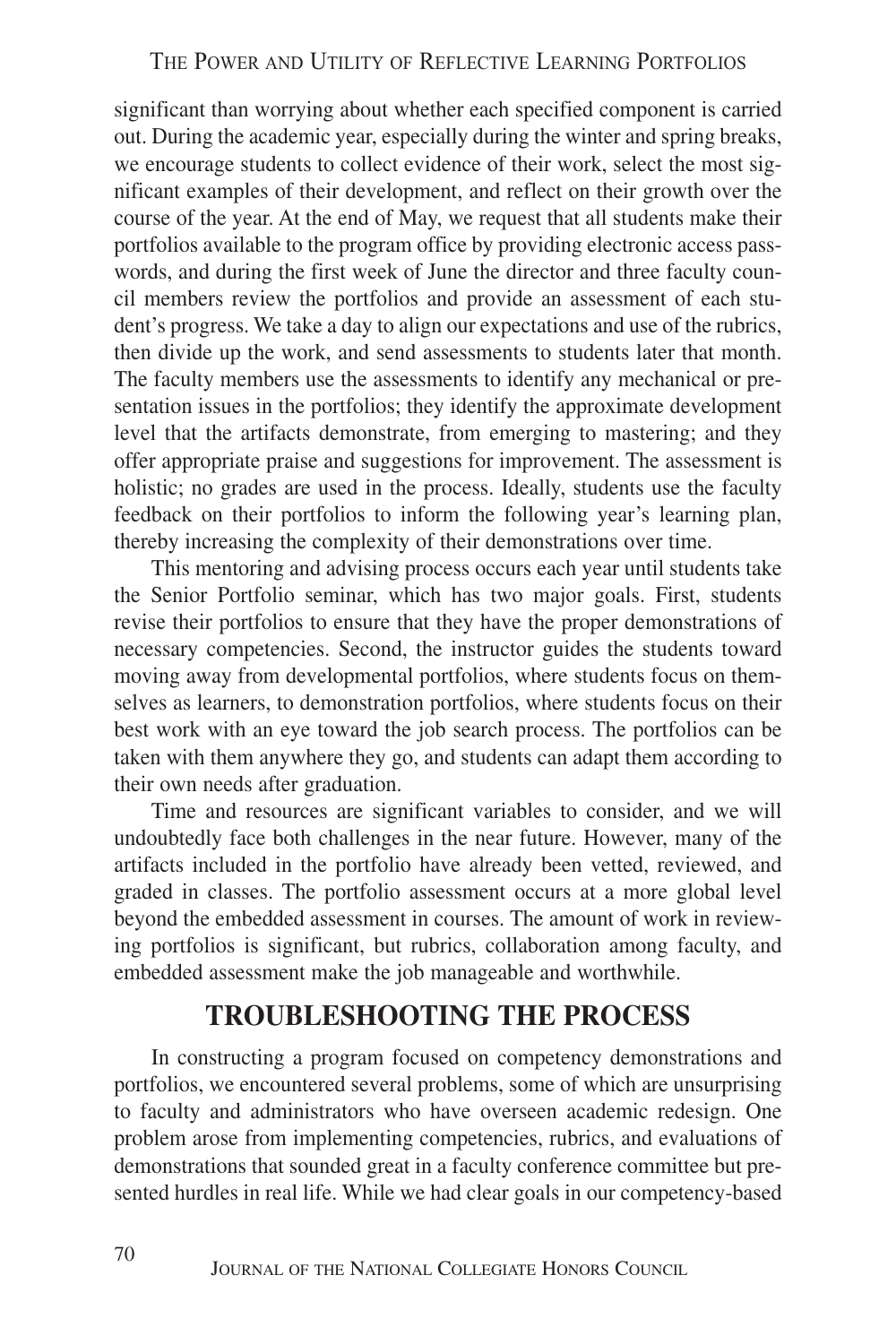significant than worrying about whether each specified component is carried out. During the academic year, especially during the winter and spring breaks, we encourage students to collect evidence of their work, select the most significant examples of their development, and reflect on their growth over the course of the year. At the end of May, we request that all students make their portfolios available to the program office by providing electronic access passwords, and during the first week of June the director and three faculty council members review the portfolios and provide an assessment of each student's progress. We take a day to align our expectations and use of the rubrics, then divide up the work, and send assessments to students later that month. The faculty members use the assessments to identify any mechanical or presentation issues in the portfolios; they identify the approximate development level that the artifacts demonstrate, from emerging to mastering; and they offer appropriate praise and suggestions for improvement. The assessment is holistic; no grades are used in the process. Ideally, students use the faculty feedback on their portfolios to inform the following year's learning plan, thereby increasing the complexity of their demonstrations over time.

This mentoring and advising process occurs each year until students take the Senior Portfolio seminar, which has two major goals. First, students revise their portfolios to ensure that they have the proper demonstrations of necessary competencies. Second, the instructor guides the students toward moving away from developmental portfolios, where students focus on themselves as learners, to demonstration portfolios, where students focus on their best work with an eye toward the job search process. The portfolios can be taken with them anywhere they go, and students can adapt them according to their own needs after graduation.

Time and resources are significant variables to consider, and we will undoubtedly face both challenges in the near future. However, many of the artifacts included in the portfolio have already been vetted, reviewed, and graded in classes. The portfolio assessment occurs at a more global level beyond the embedded assessment in courses. The amount of work in reviewing portfolios is significant, but rubrics, collaboration among faculty, and embedded assessment make the job manageable and worthwhile.

## TROUBLESHOOTING THE PROCESS

In constructing a program focused on competency demonstrations and portfolios, we encountered several problems, some of which are unsurprising to faculty and administrators who have overseen academic redesign. One problem arose from implementing competencies, rubrics, and evaluations of demonstrations that sounded great in a faculty conference committee but presented hurdles in real life. While we had clear goals in our competency-based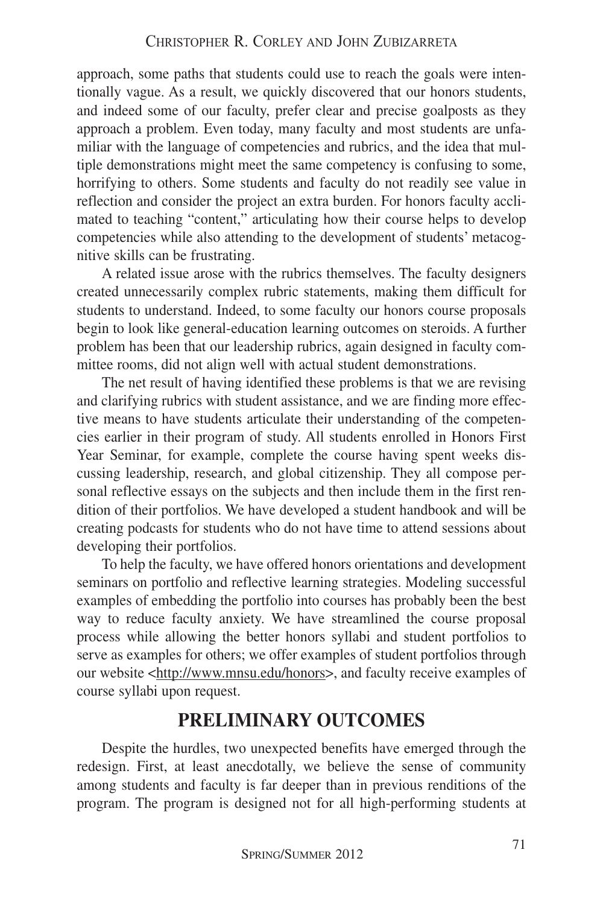approach, some paths that students could use to reach the goals were intentionally vague. As a result, we quickly discovered that our honors students, and indeed some of our faculty, prefer clear and precise goalposts as they approach a problem. Even today, many faculty and most students are unfamiliar with the language of competencies and rubrics, and the idea that multiple demonstrations might meet the same competency is confusing to some, horrifying to others. Some students and faculty do not readily see value in reflection and consider the project an extra burden. For honors faculty acclimated to teaching "content," articulating how their course helps to develop competencies while also attending to the development of students' metacognitive skills can be frustrating.

A related issue arose with the rubrics themselves. The faculty designers created unnecessarily complex rubric statements, making them difficult for students to understand. Indeed, to some faculty our honors course proposals begin to look like general-education learning outcomes on steroids. A further problem has been that our leadership rubrics, again designed in faculty committee rooms, did not align well with actual student demonstrations.

The net result of having identified these problems is that we are revising and clarifying rubrics with student assistance, and we are finding more effective means to have students articulate their understanding of the competencies earlier in their program of study. All students enrolled in Honors First Year Seminar, for example, complete the course having spent weeks discussing leadership, research, and global citizenship. They all compose personal reflective essays on the subjects and then include them in the first rendition of their portfolios. We have developed a student handbook and will be creating podcasts for students who do not have time to attend sessions about developing their portfolios.

To help the faculty, we have offered honors orientations and development seminars on portfolio and reflective learning strategies. Modeling successful examples of embedding the portfolio into courses has probably been the best way to reduce faculty anxiety. We have streamlined the course proposal process while allowing the better honors syllabi and student portfolios to serve as examples for others; we offer examples of student portfolios through our website <http://www.mnsu.edu/honors>, and faculty receive examples of course syllabi upon request.

## PRELIMINARY OUTCOMES

Despite the hurdles, two unexpected benefits have emerged through the redesign. First, at least anecdotally, we believe the sense of community among students and faculty is far deeper than in previous renditions of the program. The program is designed not for all high-performing students at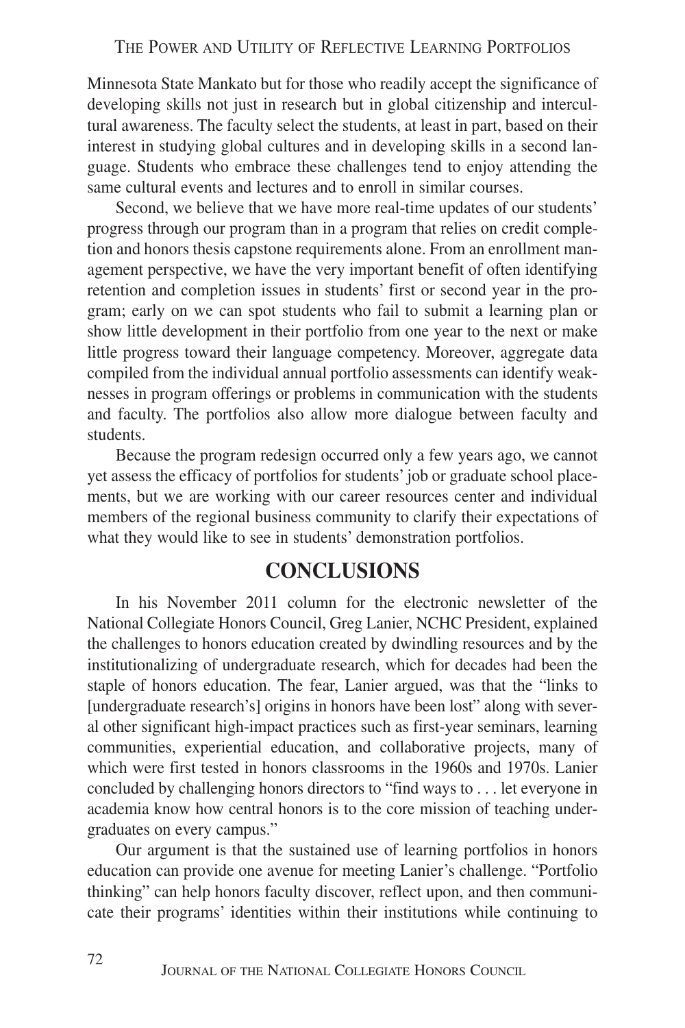Minnesota State Mankato but for those who readily accept the significance of developing skills not just in research but in global citizenship and intercultural awareness. The faculty select the students, at least in part, based on their interest in studying global cultures and in developing skills in a second language. Students who embrace these challenges tend to enjoy attending the same cultural events and lectures and to enroll in similar courses.

Second, we believe that we have more real-time updates of our students' progress through our program than in a program that relies on credit completion and honors thesis capstone requirements alone. From an enrollment management perspective, we have the very important benefit of often identifying retention and completion issues in students' first or second year in the program; early on we can spot students who fail to submit a learning plan or show little development in their portfolio from one year to the next or make little progress toward their language competency. Moreover, aggregate data compiled from the individual annual portfolio assessments can identify weaknesses in program offerings or problems in communication with the students and faculty. The portfolios also allow more dialogue between faculty and students.

Because the program redesign occurred only a few years ago, we cannot yet assess the efficacy of portfolios for students' job or graduate school placements, but we are working with our career resources center and individual members of the regional business community to clarify their expectations of what they would like to see in students' demonstration portfolios.

## CONCLUSIONS

In his November 2011 column for the electronic newsletter of the National Collegiate Honors Council, Greg Lanier, NCHC President, explained the challenges to honors education created by dwindling resources and by the institutionalizing of undergraduate research, which for decades had been the staple of honors education. The fear, Lanier argued, was that the "links to [undergraduate research's] origins in honors have been lost" along with several other significant high-impact practices such as first-year seminars, learning communities, experiential education, and collaborative projects, many of which were first tested in honors classrooms in the 1960s and 1970s. Lanier concluded by challenging honors directors to "find ways to . . . let everyone in academia know how central honors is to the core mission of teaching undergraduates on every campus."

Our argument is that the sustained use of learning portfolios in honors education can provide one avenue for meeting Lanier's challenge. "Portfolio thinking" can help honors faculty discover, reflect upon, and then communicate their programs' identities within their institutions while continuing to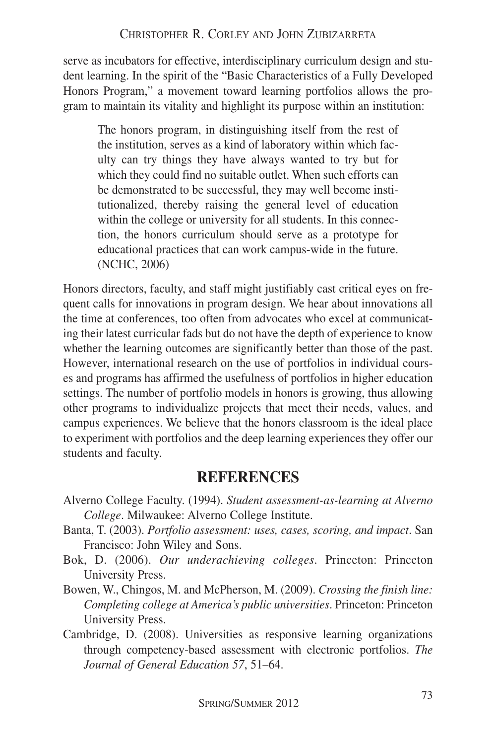serve as incubators for effective, interdisciplinary curriculum design and student learning. In the spirit of the "Basic Characteristics of a Fully Developed Honors Program," a movement toward learning portfolios allows the program to maintain its vitality and highlight its purpose within an institution:

> The honors program, in distinguishing itself from the rest of the institution, serves as a kind of laboratory within which faculty can try things they have always wanted to try but for which they could find no suitable outlet. When such efforts can be demonstrated to be successful, they may well become institutionalized, thereby raising the general level of education within the college or university for all students. In this connection, the honors curriculum should serve as a prototype for educational practices that can work campus-wide in the future. (NCHC, 2006)

Honors directors, faculty, and staff might justifiably cast critical eyes on frequent calls for innovations in program design. We hear about innovations all the time at conferences, too often from advocates who excel at communicating their latest curricular fads but do not have the depth of experience to know whether the learning outcomes are significantly better than those of the past. However, international research on the use of portfolios in individual courses and programs has affirmed the usefulness of portfolios in higher education settings. The number of portfolio models in honors is growing, thus allowing other programs to individualize projects that meet their needs, values, and campus experiences. We believe that the honors classroom is the ideal place to experiment with portfolios and the deep learning experiences they offer our students and faculty.

## REFERENCES

Alverno College Faculty. (1994). *Student assessment-as-learning at Alverno College*. Milwaukee: Alverno College Institute.

Banta, T. (2003). *Portfolio assessment: uses, cases, scoring, and impact*. San Francisco: John Wiley and Sons.

Bok, D. (2006). *Our underachieving colleges*. Princeton: Princeton University Press.

Bowen, W., Chingos, M. and McPherson, M. (2009). *Crossing the finish line: Completing college at America's public universities*. Princeton: Princeton University Press.

Cambridge, D. (2008). Universities as responsive learning organizations through competency-based assessment with electronic portfolios. *The Journal of General Education 57*, 51–64.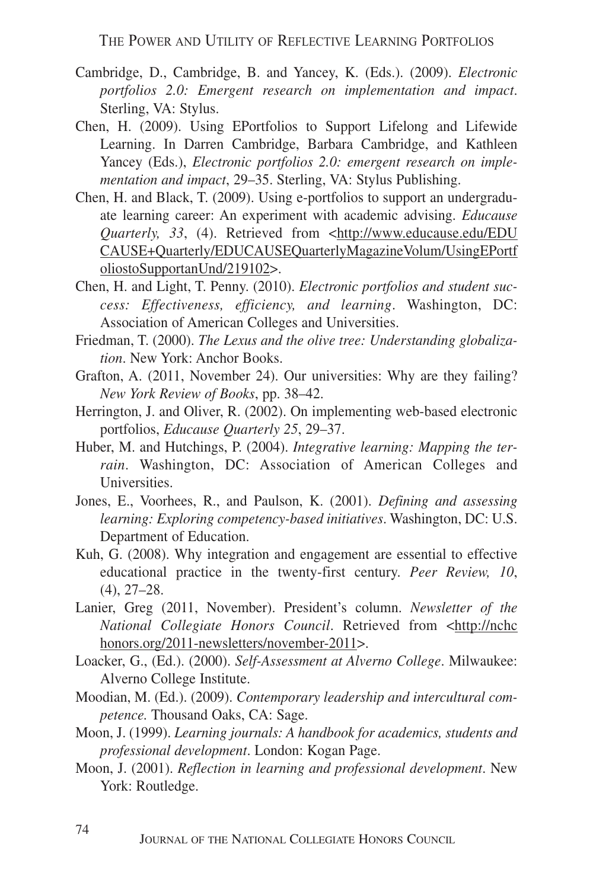Cambridge, D., Cambridge, B. and Yancey, K. (Eds.). (2009). *Electronic portfolios 2.0: Emergent research on implementation and impact*. Sterling, VA: Stylus.

Chen, H. (2009). Using EPortfolios to Support Lifelong and Lifewide Learning. In Darren Cambridge, Barbara Cambridge, and Kathleen Yancey (Eds.), *Electronic portfolios 2.0: emergent research on implementation and impact*, 29–35. Sterling, VA: Stylus Publishing.

Chen, H. and Black, T. (2009). Using e-portfolios to support an undergraduate learning career: An experiment with academic advising. *Educause Quarterly, 33*, (4). Retrieved from <http://www.educause.edu/EDUCAUSE+Quarterly/EDUCAUSEQuarterlyMagazineVolum/UsingEPortfoliostoSupportanUnd/219102>.

Chen, H. and Light, T. Penny. (2010). *Electronic portfolios and student success: Effectiveness, efficiency, and learning*. Washington, DC: Association of American Colleges and Universities.

Friedman, T. (2000). *The Lexus and the olive tree: Understanding globalization*. New York: Anchor Books.

Grafton, A. (2011, November 24). Our universities: Why are they failing? *New York Review of Books*, pp. 38–42.

Herrington, J. and Oliver, R. (2002). On implementing web-based electronic portfolios, *Educause Quarterly 25*, 29–37.

Huber, M. and Hutchings, P. (2004). *Integrative learning: Mapping the terrain*. Washington, DC: Association of American Colleges and Universities.

Jones, E., Voorhees, R., and Paulson, K. (2001). *Defining and assessing learning: Exploring competency-based initiatives*. Washington, DC: U.S. Department of Education.

Kuh, G. (2008). Why integration and engagement are essential to effective educational practice in the twenty-first century. *Peer Review, 10*, (4), 27–28.

Lanier, Greg (2011, November). President's column. *Newsletter of the National Collegiate Honors Council*. Retrieved from <http://nchchonors.org/2011-newsletters/november-2011>.

Loacker, G., (Ed.). (2000). *Self-Assessment at Alverno College*. Milwaukee: Alverno College Institute.

Moodian, M. (Ed.). (2009). *Contemporary leadership and intercultural competence.* Thousand Oaks, CA: Sage.

Moon, J. (1999). *Learning journals: A handbook for academics, students and professional development*. London: Kogan Page.

Moon, J. (2001). *Reflection in learning and professional development*. New York: Routledge.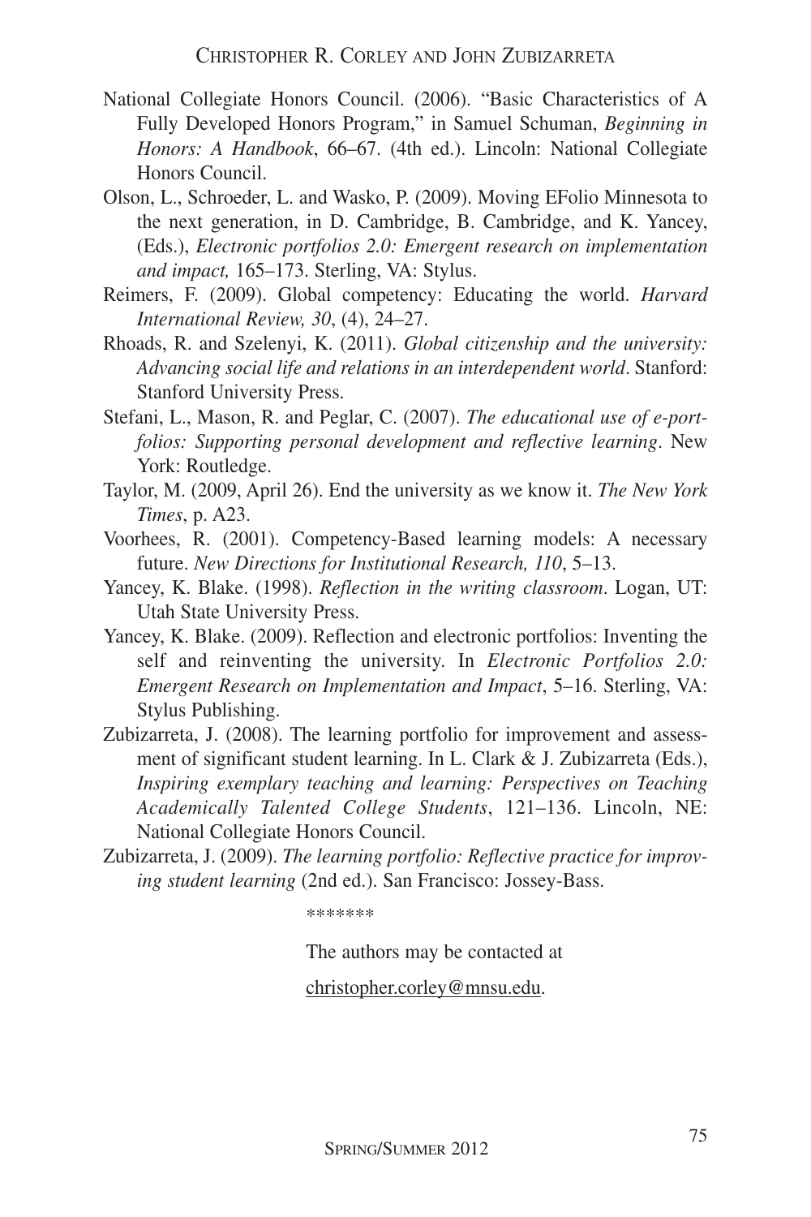National Collegiate Honors Council. (2006). "Basic Characteristics of A Fully Developed Honors Program," in Samuel Schuman, *Beginning in Honors: A Handbook*, 66–67. (4th ed.). Lincoln: National Collegiate Honors Council.

Olson, L., Schroeder, L. and Wasko, P. (2009). Moving EFolio Minnesota to the next generation, in D. Cambridge, B. Cambridge, and K. Yancey, (Eds.), *Electronic portfolios 2.0: Emergent research on implementation and impact,* 165–173. Sterling, VA: Stylus.

Reimers, F. (2009). Global competency: Educating the world. *Harvard International Review, 30*, (4), 24–27.

Rhoads, R. and Szelenyi, K. (2011). *Global citizenship and the university: Advancing social life and relations in an interdependent world*. Stanford: Stanford University Press.

Stefani, L., Mason, R. and Peglar, C. (2007). *The educational use of e-portfolios: Supporting personal development and reflective learning*. New York: Routledge.

Taylor, M. (2009, April 26). End the university as we know it. *The New York Times*, p. A23.

Voorhees, R. (2001). Competency-Based learning models: A necessary future. *New Directions for Institutional Research, 110*, 5–13.

Yancey, K. Blake. (1998). *Reflection in the writing classroom*. Logan, UT: Utah State University Press.

Yancey, K. Blake. (2009). Reflection and electronic portfolios: Inventing the self and reinventing the university. In *Electronic Portfolios 2.0: Emergent Research on Implementation and Impact*, 5–16. Sterling, VA: Stylus Publishing.

Zubizarreta, J. (2008). The learning portfolio for improvement and assessment of significant student learning. In L. Clark & J. Zubizarreta (Eds.), *Inspiring exemplary teaching and learning: Perspectives on Teaching Academically Talented College Students*, 121–136. Lincoln, NE: National Collegiate Honors Council.

Zubizarreta, J. (2009). *The learning portfolio: Reflective practice for improving student learning* (2nd ed.). San Francisco: Jossey-Bass.

*******

The authors may be contacted at

christopher.corley@mnsu.edu.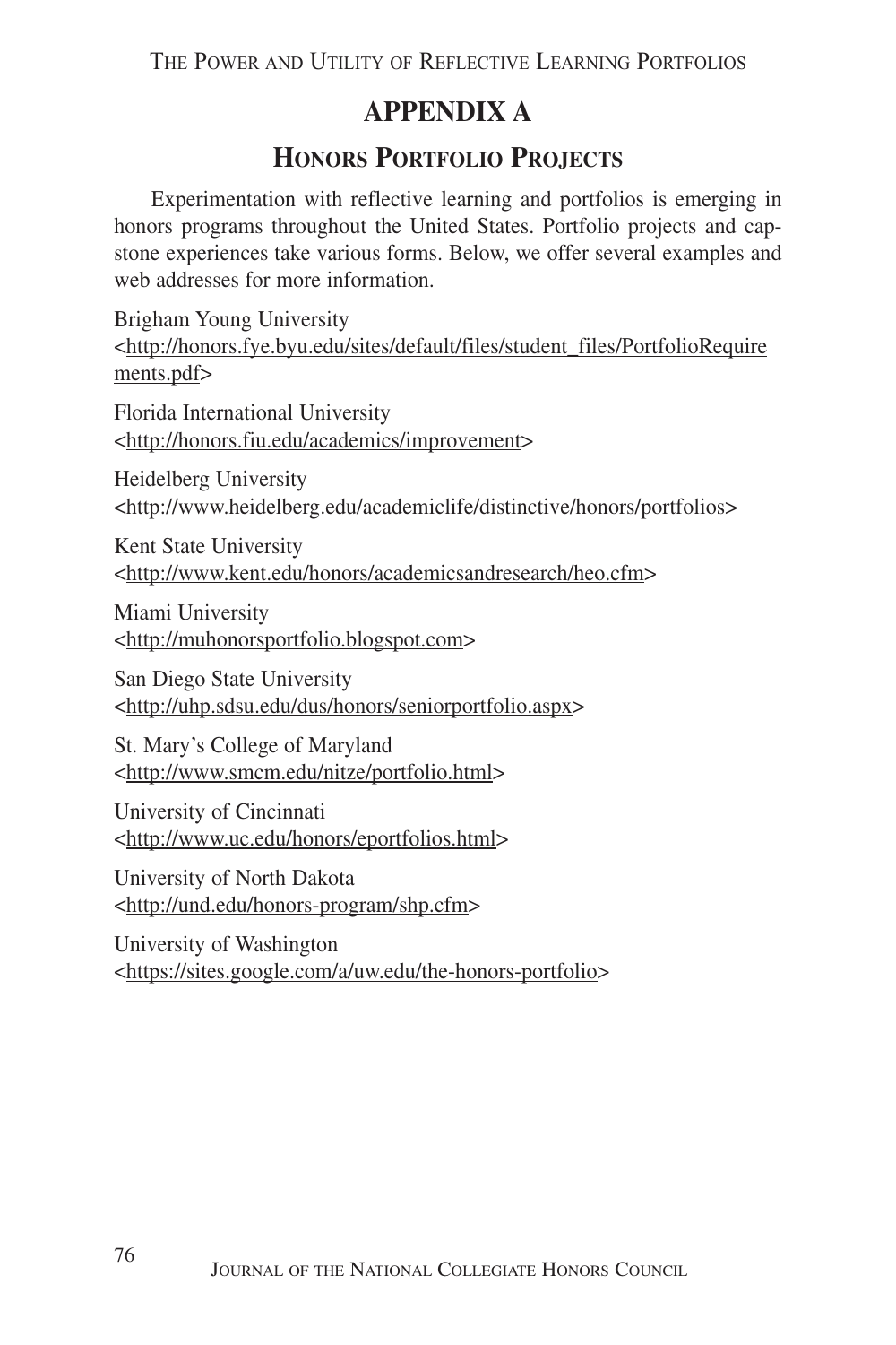# APPENDIX A

## Honors Portfolio Projects

Experimentation with reflective learning and portfolios is emerging in honors programs throughout the United States. Portfolio projects and capstone experiences take various forms. Below, we offer several examples and web addresses for more information.

Brigham Young University
<http://honors.fye.byu.edu/sites/default/files/student_files/PortfolioRequirements.pdf>

Florida International University
<http://honors.fiu.edu/academics/improvement>

Heidelberg University
<http://www.heidelberg.edu/academiclife/distinctive/honors/portfolios>

Kent State University
<http://www.kent.edu/honors/academicsandresearch/heo.cfm>

Miami University
<http://muhonorsportfolio.blogspot.com>

San Diego State University
<http://uhp.sdsu.edu/dus/honors/seniorportfolio.aspx>

St. Mary's College of Maryland
<http://www.smcm.edu/nitze/portfolio.html>

University of Cincinnati
<http://www.uc.edu/honors/eportfolios.html>

University of North Dakota
<http://und.edu/honors-program/shp.cfm>

University of Washington
<https://sites.google.com/a/uw.edu/the-honors-portfolio>